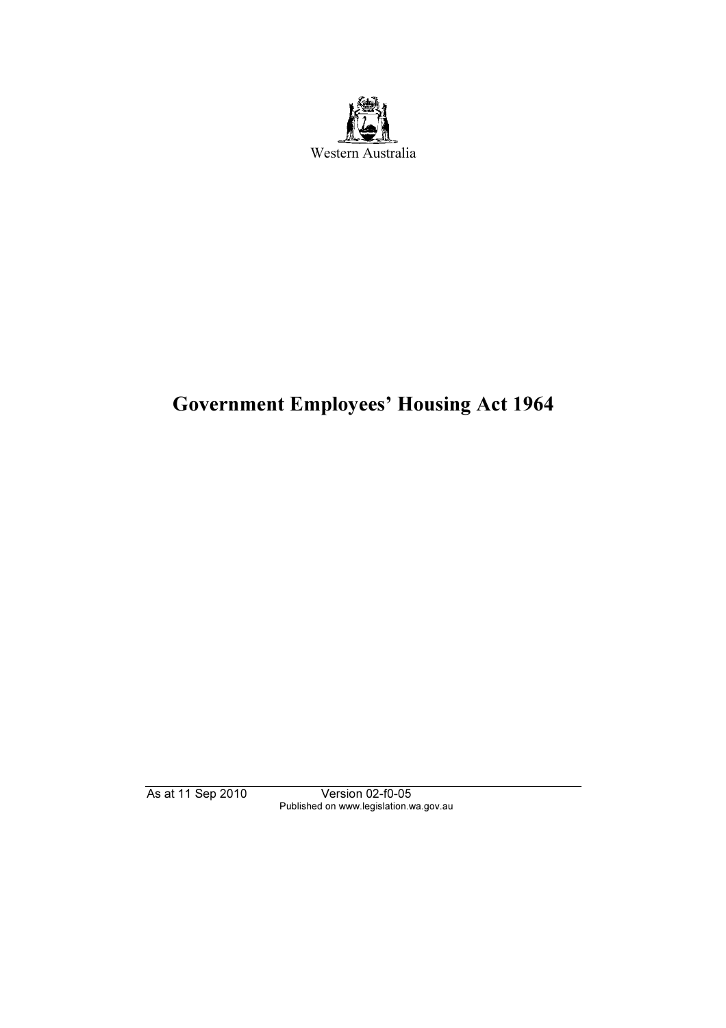Western Australia

# Government Employees' Housing Act 1964

As at 11 Sep 2010 Version 02-f0-05
Published on www.legislation.wa.gov.au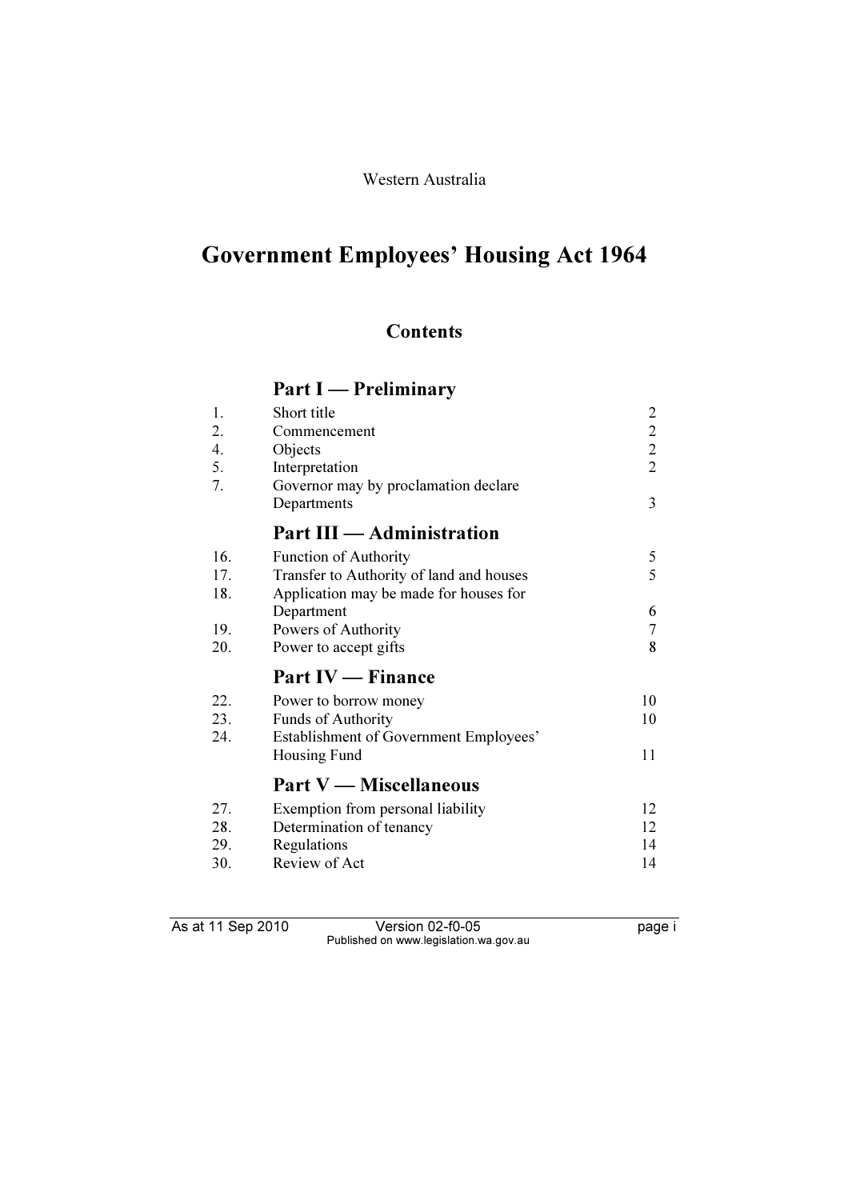Western Australia

# Government Employees' Housing Act 1964

## Contents

### Part I — Preliminary

| | | |
|---|---|---|
| 1. | Short title | 2 |
| 2. | Commencement | 2 |
| 4. | Objects | 2 |
| 5. | Interpretation | 2 |
| 7. | Governor may by proclamation declare Departments | 3 |

### Part III — Administration

| | | |
|---|---|---|
| 16. | Function of Authority | 5 |
| 17. | Transfer to Authority of land and houses | 5 |
| 18. | Application may be made for houses for Department | 6 |
| 19. | Powers of Authority | 7 |
| 20. | Power to accept gifts | 8 |

### Part IV — Finance

| | | |
|---|---|---|
| 22. | Power to borrow money | 10 |
| 23. | Funds of Authority | 10 |
| 24. | Establishment of Government Employees' Housing Fund | 11 |

### Part V — Miscellaneous

| | | |
|---|---|---|
| 27. | Exemption from personal liability | 12 |
| 28. | Determination of tenancy | 12 |
| 29. | Regulations | 14 |
| 30. | Review of Act | 14 |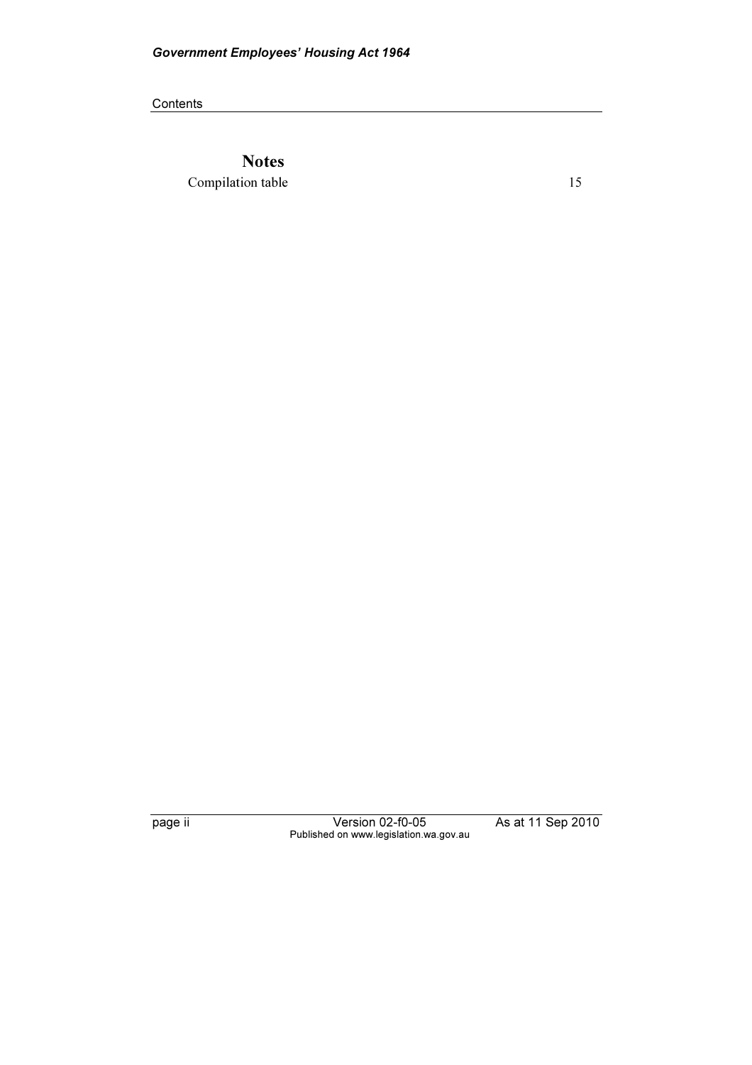## Notes

Compilation table 15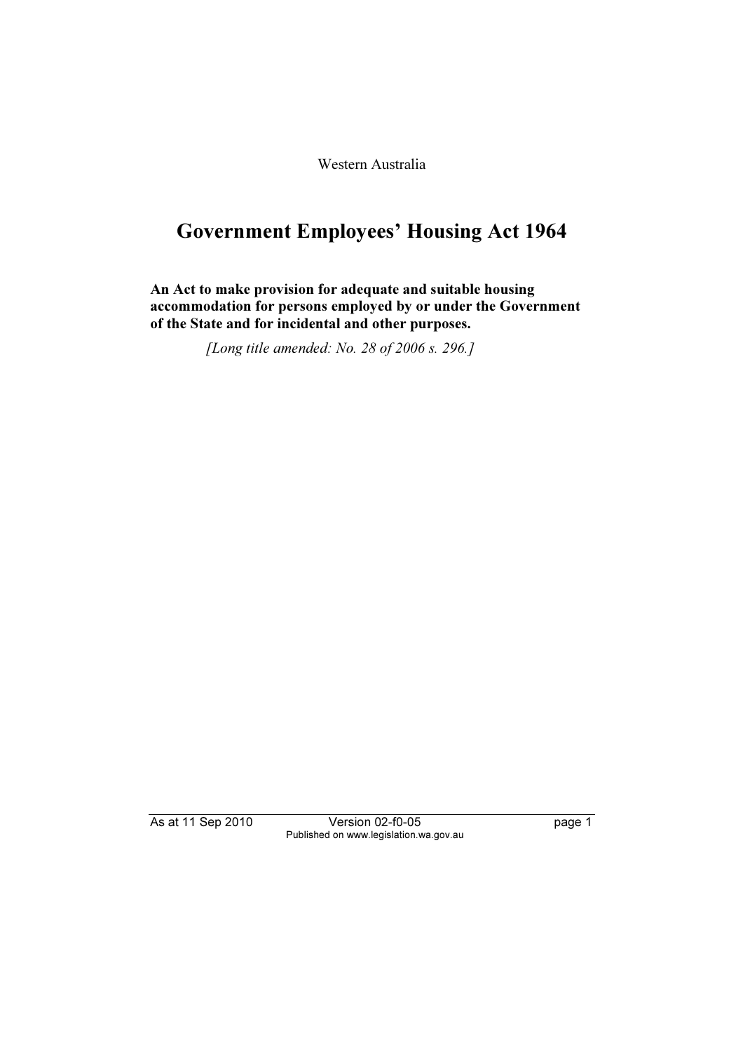Western Australia

# Government Employees' Housing Act 1964

**An Act to make provision for adequate and suitable housing accommodation for persons employed by or under the Government of the State and for incidental and other purposes.**

*[Long title amended: No. 28 of 2006 s. 296.]*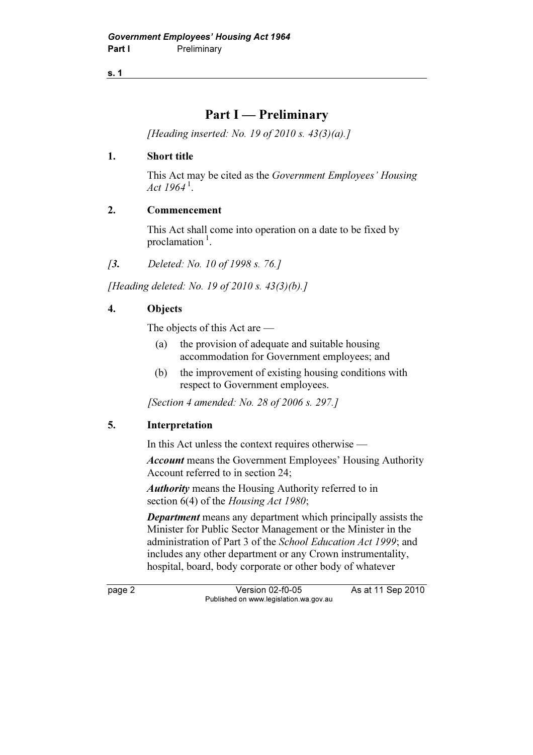# Part I — Preliminary

*[Heading inserted: No. 19 of 2010 s. 43(3)(a).]*

## 1. Short title

This Act may be cited as the *Government Employees' Housing Act 1964* [1].

## 2. Commencement

This Act shall come into operation on a date to be fixed by proclamation [1].

*[3. Deleted: No. 10 of 1998 s. 76.]*

*[Heading deleted: No. 19 of 2010 s. 43(3)(b).]*

## 4. Objects

The objects of this Act are —

- (a) the provision of adequate and suitable housing accommodation for Government employees; and
- (b) the improvement of existing housing conditions with respect to Government employees.

*[Section 4 amended: No. 28 of 2006 s. 297.]*

## 5. Interpretation

In this Act unless the context requires otherwise —

***Account*** means the Government Employees' Housing Authority Account referred to in section 24;

***Authority*** means the Housing Authority referred to in section 6(4) of the *Housing Act 1980*;

***Department*** means any department which principally assists the Minister for Public Sector Management or the Minister in the administration of Part 3 of the *School Education Act 1999*; and includes any other department or any Crown instrumentality, hospital, board, body corporate or other body of whatever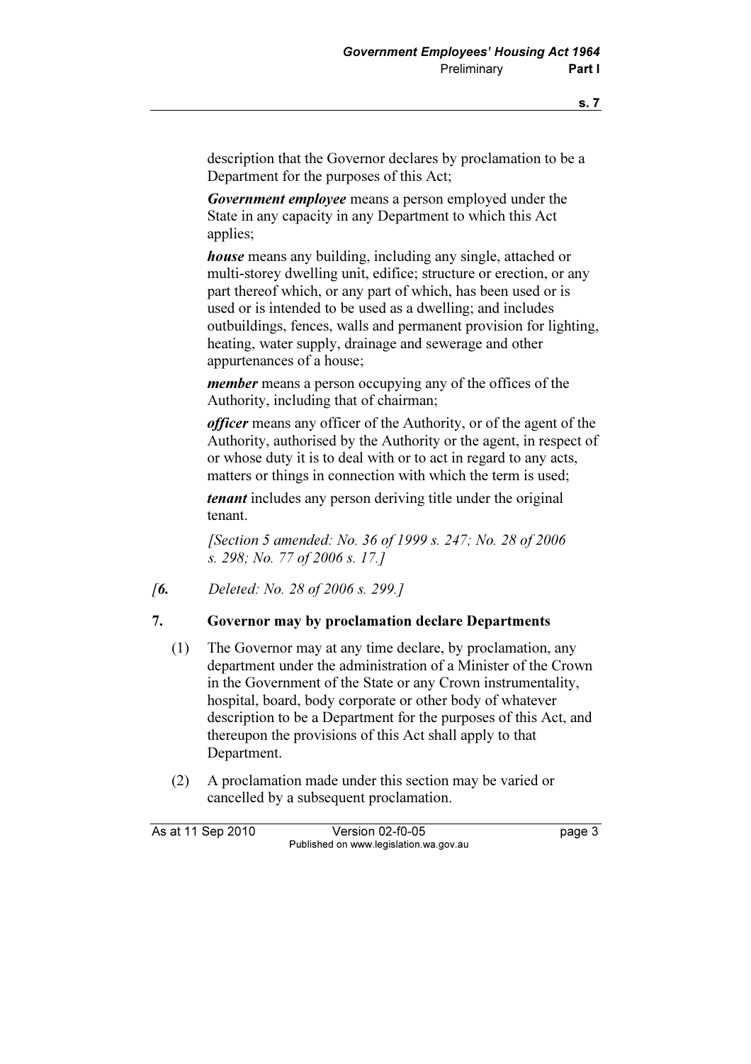description that the Governor declares by proclamation to be a Department for the purposes of this Act;

***Government employee*** means a person employed under the State in any capacity in any Department to which this Act applies;

***house*** means any building, including any single, attached or multi-storey dwelling unit, edifice; structure or erection, or any part thereof which, or any part of which, has been used or is used or is intended to be used as a dwelling; and includes outbuildings, fences, walls and permanent provision for lighting, heating, water supply, drainage and sewerage and other appurtenances of a house;

***member*** means a person occupying any of the offices of the Authority, including that of chairman;

***officer*** means any officer of the Authority, or of the agent of the Authority, authorised by the Authority or the agent, in respect of or whose duty it is to deal with or to act in regard to any acts, matters or things in connection with which the term is used;

***tenant*** includes any person deriving title under the original tenant.

*[Section 5 amended: No. 36 of 1999 s. 247; No. 28 of 2006 s. 298; No. 77 of 2006 s. 17.]*

*[**6.** Deleted: No. 28 of 2006 s. 299.]*

## 7. Governor may by proclamation declare Departments

(1) The Governor may at any time declare, by proclamation, any department under the administration of a Minister of the Crown in the Government of the State or any Crown instrumentality, hospital, board, body corporate or other body of whatever description to be a Department for the purposes of this Act, and thereupon the provisions of this Act shall apply to that Department.

(2) A proclamation made under this section may be varied or cancelled by a subsequent proclamation.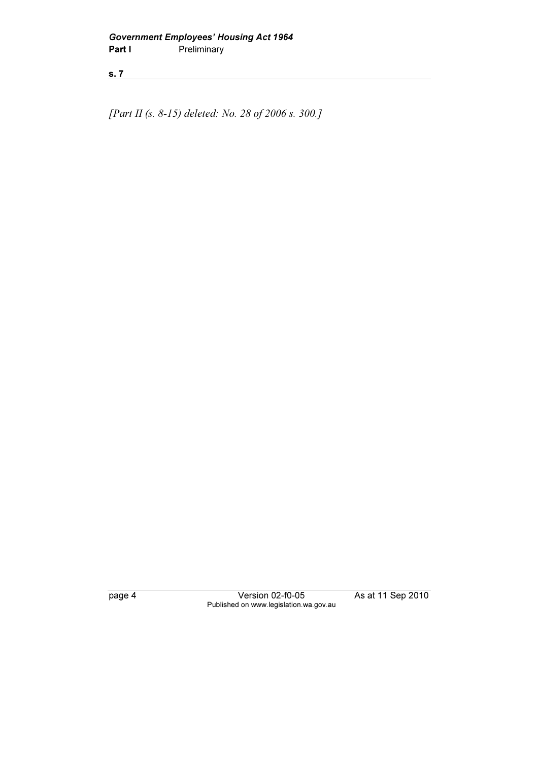*[Part II (s. 8-15) deleted: No. 28 of 2006 s. 300.]*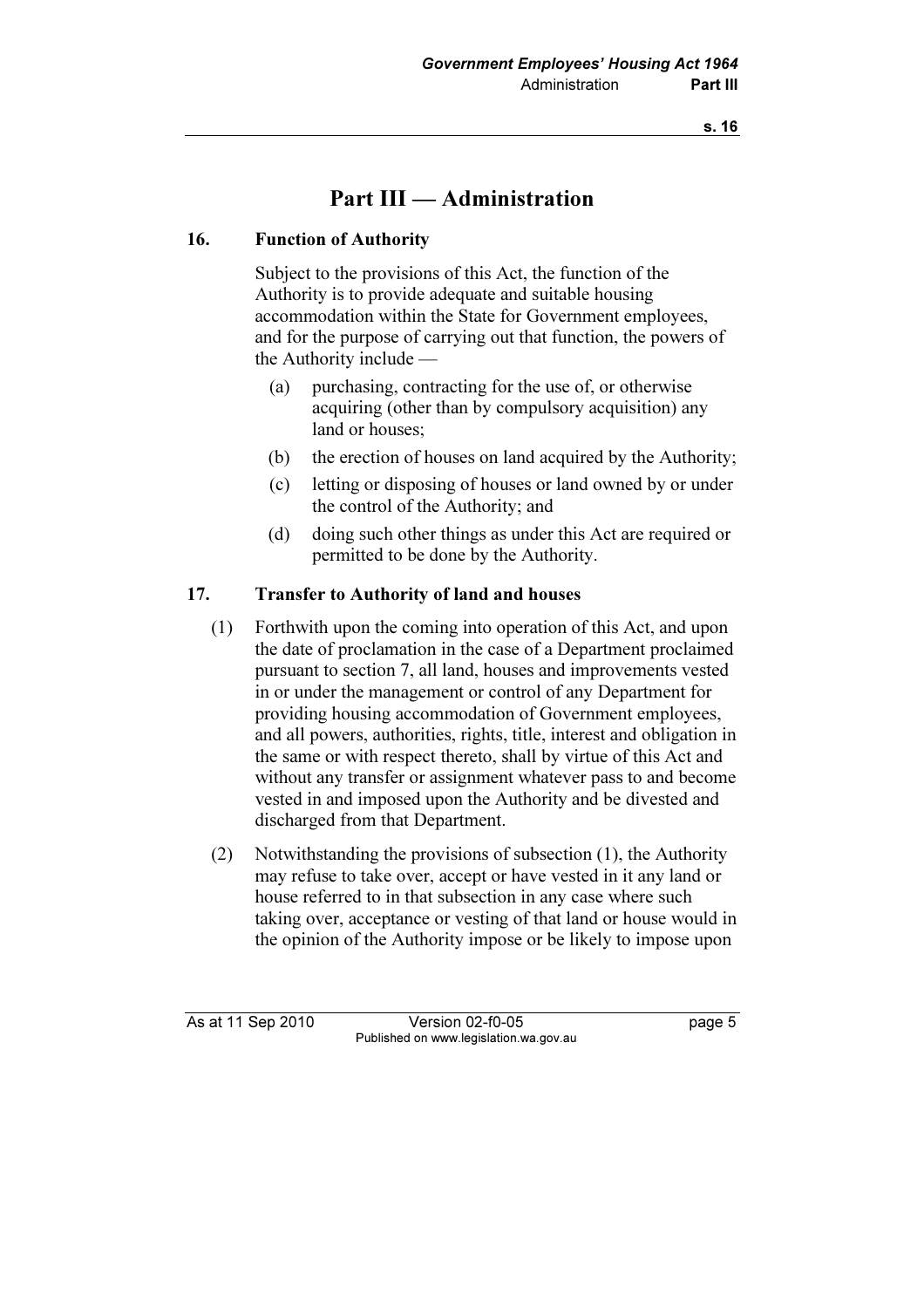# Part III — Administration

### 16. Function of Authority

Subject to the provisions of this Act, the function of the Authority is to provide adequate and suitable housing accommodation within the State for Government employees, and for the purpose of carrying out that function, the powers of the Authority include —

(a) purchasing, contracting for the use of, or otherwise acquiring (other than by compulsory acquisition) any land or houses;

(b) the erection of houses on land acquired by the Authority;

(c) letting or disposing of houses or land owned by or under the control of the Authority; and

(d) doing such other things as under this Act are required or permitted to be done by the Authority.

### 17. Transfer to Authority of land and houses

(1) Forthwith upon the coming into operation of this Act, and upon the date of proclamation in the case of a Department proclaimed pursuant to section 7, all land, houses and improvements vested in or under the management or control of any Department for providing housing accommodation of Government employees, and all powers, authorities, rights, title, interest and obligation in the same or with respect thereto, shall by virtue of this Act and without any transfer or assignment whatever pass to and become vested in and imposed upon the Authority and be divested and discharged from that Department.

(2) Notwithstanding the provisions of subsection (1), the Authority may refuse to take over, accept or have vested in it any land or house referred to in that subsection in any case where such taking over, acceptance or vesting of that land or house would in the opinion of the Authority impose or be likely to impose upon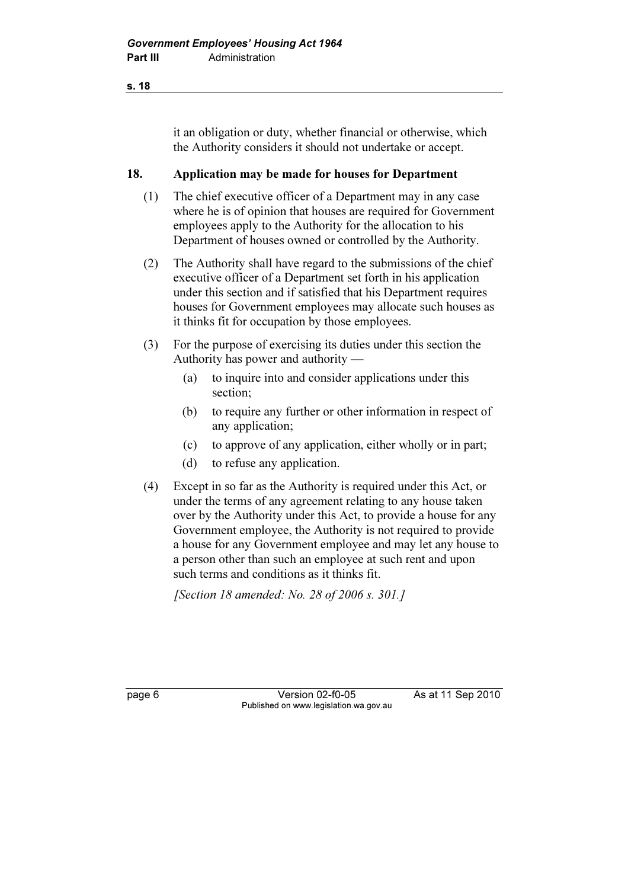it an obligation or duty, whether financial or otherwise, which the Authority considers it should not undertake or accept.

## 18. Application may be made for houses for Department

(1) The chief executive officer of a Department may in any case where he is of opinion that houses are required for Government employees apply to the Authority for the allocation to his Department of houses owned or controlled by the Authority.

(2) The Authority shall have regard to the submissions of the chief executive officer of a Department set forth in his application under this section and if satisfied that his Department requires houses for Government employees may allocate such houses as it thinks fit for occupation by those employees.

(3) For the purpose of exercising its duties under this section the Authority has power and authority —

- (a) to inquire into and consider applications under this section;
- (b) to require any further or other information in respect of any application;
- (c) to approve of any application, either wholly or in part;
- (d) to refuse any application.

(4) Except in so far as the Authority is required under this Act, or under the terms of any agreement relating to any house taken over by the Authority under this Act, to provide a house for any Government employee, the Authority is not required to provide a house for any Government employee and may let any house to a person other than such an employee at such rent and upon such terms and conditions as it thinks fit.

*[Section 18 amended: No. 28 of 2006 s. 301.]*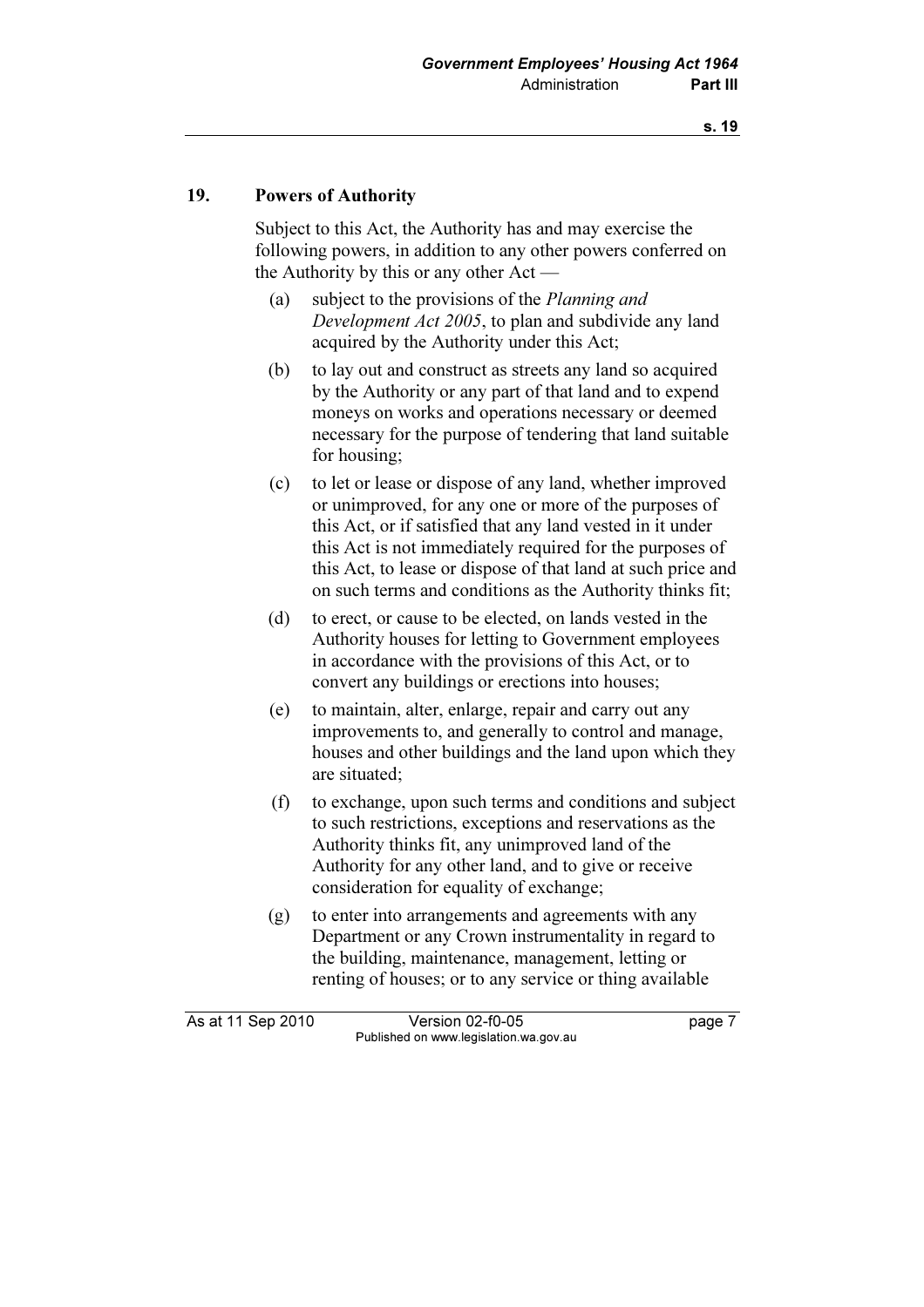## 19. Powers of Authority

Subject to this Act, the Authority has and may exercise the following powers, in addition to any other powers conferred on the Authority by this or any other Act —

(a) subject to the provisions of the *Planning and Development Act 2005*, to plan and subdivide any land acquired by the Authority under this Act;

(b) to lay out and construct as streets any land so acquired by the Authority or any part of that land and to expend moneys on works and operations necessary or deemed necessary for the purpose of tendering that land suitable for housing;

(c) to let or lease or dispose of any land, whether improved or unimproved, for any one or more of the purposes of this Act, or if satisfied that any land vested in it under this Act is not immediately required for the purposes of this Act, to lease or dispose of that land at such price and on such terms and conditions as the Authority thinks fit;

(d) to erect, or cause to be elected, on lands vested in the Authority houses for letting to Government employees in accordance with the provisions of this Act, or to convert any buildings or erections into houses;

(e) to maintain, alter, enlarge, repair and carry out any improvements to, and generally to control and manage, houses and other buildings and the land upon which they are situated;

(f) to exchange, upon such terms and conditions and subject to such restrictions, exceptions and reservations as the Authority thinks fit, any unimproved land of the Authority for any other land, and to give or receive consideration for equality of exchange;

(g) to enter into arrangements and agreements with any Department or any Crown instrumentality in regard to the building, maintenance, management, letting or renting of houses; or to any service or thing available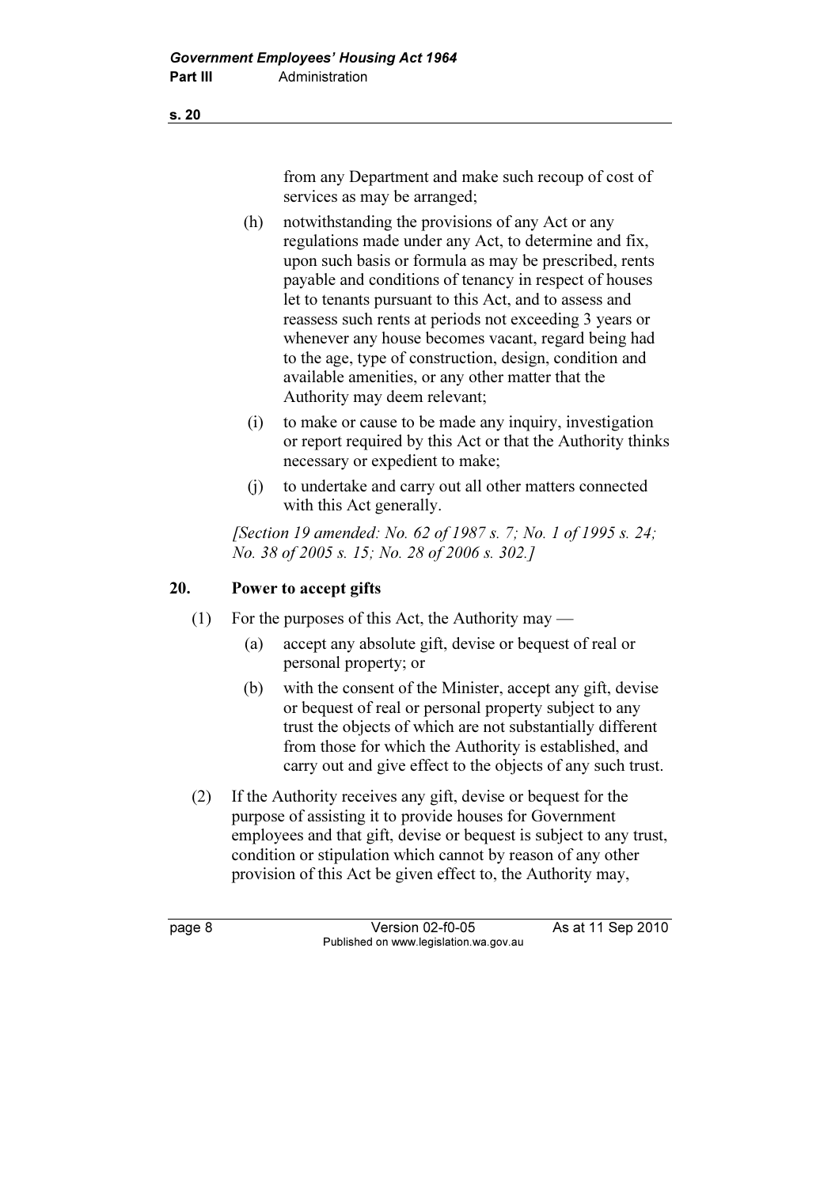from any Department and make such recoup of cost of services as may be arranged;

(h) notwithstanding the provisions of any Act or any regulations made under any Act, to determine and fix, upon such basis or formula as may be prescribed, rents payable and conditions of tenancy in respect of houses let to tenants pursuant to this Act, and to assess and reassess such rents at periods not exceeding 3 years or whenever any house becomes vacant, regard being had to the age, type of construction, design, condition and available amenities, or any other matter that the Authority may deem relevant;

(i) to make or cause to be made any inquiry, investigation or report required by this Act or that the Authority thinks necessary or expedient to make;

(j) to undertake and carry out all other matters connected with this Act generally.

*[Section 19 amended: No. 62 of 1987 s. 7; No. 1 of 1995 s. 24; No. 38 of 2005 s. 15; No. 28 of 2006 s. 302.]*

## 20. Power to accept gifts

(1) For the purposes of this Act, the Authority may —

(a) accept any absolute gift, devise or bequest of real or personal property; or

(b) with the consent of the Minister, accept any gift, devise or bequest of real or personal property subject to any trust the objects of which are not substantially different from those for which the Authority is established, and carry out and give effect to the objects of any such trust.

(2) If the Authority receives any gift, devise or bequest for the purpose of assisting it to provide houses for Government employees and that gift, devise or bequest is subject to any trust, condition or stipulation which cannot by reason of any other provision of this Act be given effect to, the Authority may,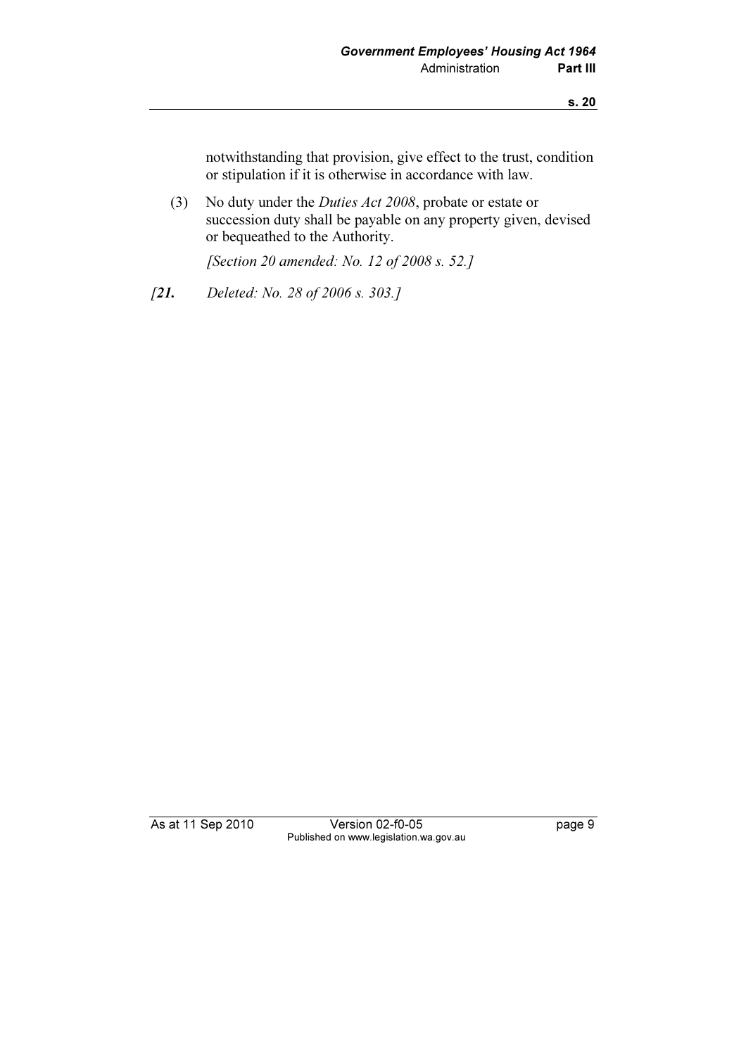notwithstanding that provision, give effect to the trust, condition or stipulation if it is otherwise in accordance with law.

(3) No duty under the *Duties Act 2008*, probate or estate or succession duty shall be payable on any property given, devised or bequeathed to the Authority.

*[Section 20 amended: No. 12 of 2008 s. 52.]*

*[**21.** Deleted: No. 28 of 2006 s. 303.]*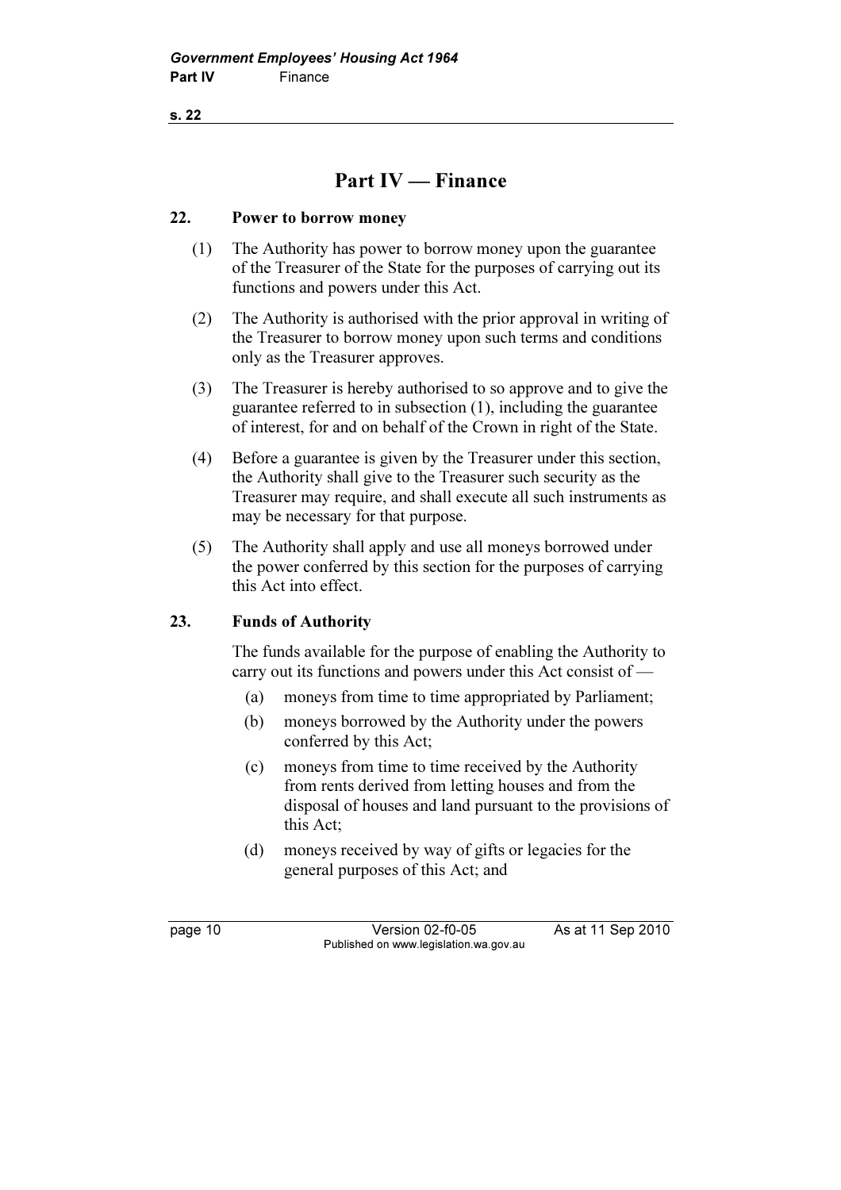# Part IV — Finance

## 22. Power to borrow money

(1) The Authority has power to borrow money upon the guarantee of the Treasurer of the State for the purposes of carrying out its functions and powers under this Act.

(2) The Authority is authorised with the prior approval in writing of the Treasurer to borrow money upon such terms and conditions only as the Treasurer approves.

(3) The Treasurer is hereby authorised to so approve and to give the guarantee referred to in subsection (1), including the guarantee of interest, for and on behalf of the Crown in right of the State.

(4) Before a guarantee is given by the Treasurer under this section, the Authority shall give to the Treasurer such security as the Treasurer may require, and shall execute all such instruments as may be necessary for that purpose.

(5) The Authority shall apply and use all moneys borrowed under the power conferred by this section for the purposes of carrying this Act into effect.

## 23. Funds of Authority

The funds available for the purpose of enabling the Authority to carry out its functions and powers under this Act consist of —

(a) moneys from time to time appropriated by Parliament;

(b) moneys borrowed by the Authority under the powers conferred by this Act;

(c) moneys from time to time received by the Authority from rents derived from letting houses and from the disposal of houses and land pursuant to the provisions of this Act;

(d) moneys received by way of gifts or legacies for the general purposes of this Act; and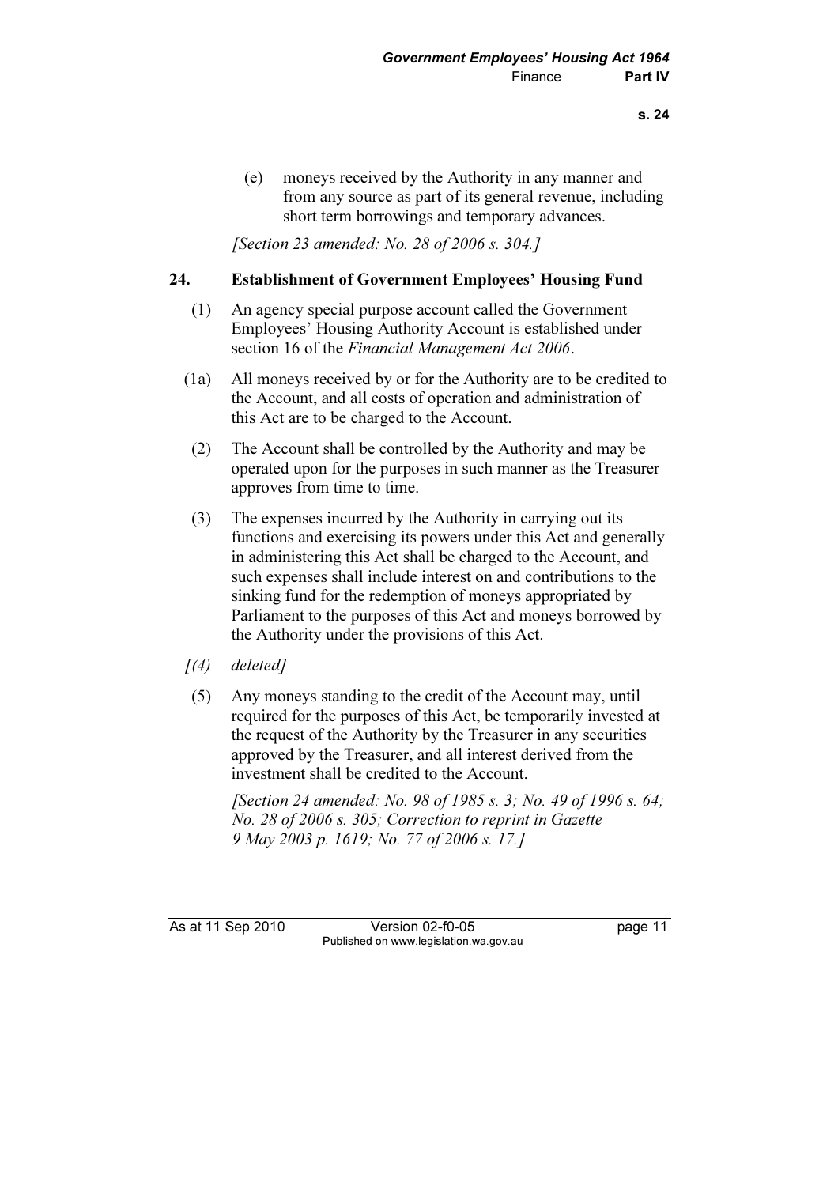(e) moneys received by the Authority in any manner and from any source as part of its general revenue, including short term borrowings and temporary advances.

*[Section 23 amended: No. 28 of 2006 s. 304.]*

### 24. Establishment of Government Employees' Housing Fund

(1) An agency special purpose account called the Government Employees' Housing Authority Account is established under section 16 of the *Financial Management Act 2006*.

(1a) All moneys received by or for the Authority are to be credited to the Account, and all costs of operation and administration of this Act are to be charged to the Account.

(2) The Account shall be controlled by the Authority and may be operated upon for the purposes in such manner as the Treasurer approves from time to time.

(3) The expenses incurred by the Authority in carrying out its functions and exercising its powers under this Act and generally in administering this Act shall be charged to the Account, and such expenses shall include interest on and contributions to the sinking fund for the redemption of moneys appropriated by Parliament to the purposes of this Act and moneys borrowed by the Authority under the provisions of this Act.

*[(4) deleted]*

(5) Any moneys standing to the credit of the Account may, until required for the purposes of this Act, be temporarily invested at the request of the Authority by the Treasurer in any securities approved by the Treasurer, and all interest derived from the investment shall be credited to the Account.

*[Section 24 amended: No. 98 of 1985 s. 3; No. 49 of 1996 s. 64; No. 28 of 2006 s. 305; Correction to reprint in Gazette 9 May 2003 p. 1619; No. 77 of 2006 s. 17.]*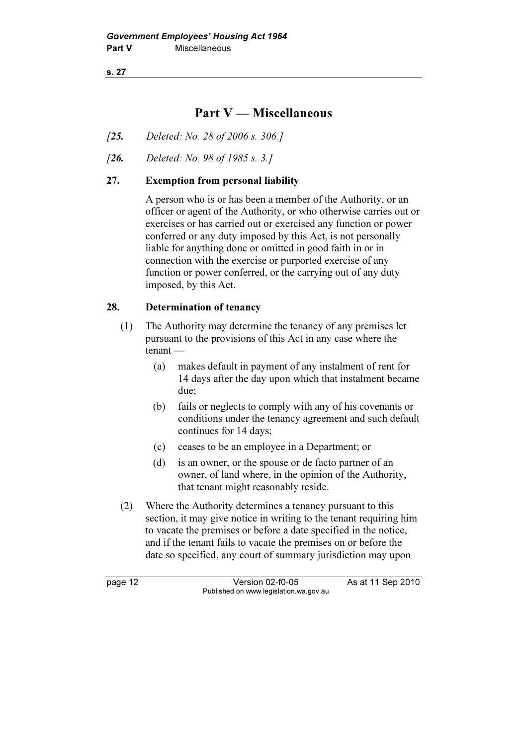# Part V — Miscellaneous

*[25. Deleted: No. 28 of 2006 s. 306.]*

*[26. Deleted: No. 98 of 1985 s. 3.]*

## 27. Exemption from personal liability

A person who is or has been a member of the Authority, or an officer or agent of the Authority, or who otherwise carries out or exercises or has carried out or exercised any function or power conferred or any duty imposed by this Act, is not personally liable for anything done or omitted in good faith in or in connection with the exercise or purported exercise of any function or power conferred, or the carrying out of any duty imposed, by this Act.

## 28. Determination of tenancy

(1) The Authority may determine the tenancy of any premises let pursuant to the provisions of this Act in any case where the tenant —

  (a) makes default in payment of any instalment of rent for 14 days after the day upon which that instalment became due;

  (b) fails or neglects to comply with any of his covenants or conditions under the tenancy agreement and such default continues for 14 days;

  (c) ceases to be an employee in a Department; or

  (d) is an owner, or the spouse or de facto partner of an owner, of land where, in the opinion of the Authority, that tenant might reasonably reside.

(2) Where the Authority determines a tenancy pursuant to this section, it may give notice in writing to the tenant requiring him to vacate the premises or before a date specified in the notice, and if the tenant fails to vacate the premises on or before the date so specified, any court of summary jurisdiction may upon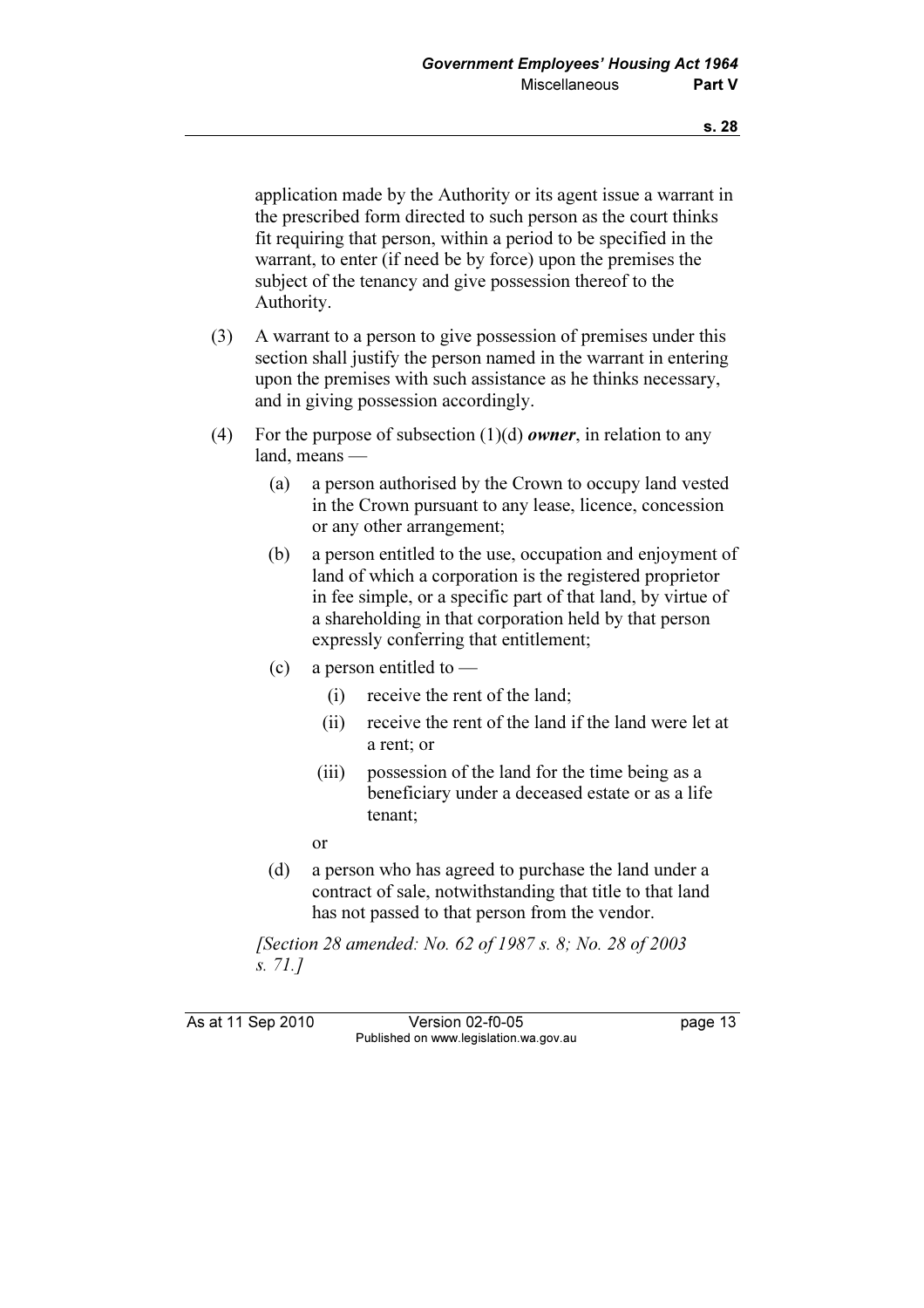application made by the Authority or its agent issue a warrant in the prescribed form directed to such person as the court thinks fit requiring that person, within a period to be specified in the warrant, to enter (if need be by force) upon the premises the subject of the tenancy and give possession thereof to the Authority.

(3) A warrant to a person to give possession of premises under this section shall justify the person named in the warrant in entering upon the premises with such assistance as he thinks necessary, and in giving possession accordingly.

(4) For the purpose of subsection (1)(d) ***owner***, in relation to any land, means —

- (a) a person authorised by the Crown to occupy land vested in the Crown pursuant to any lease, licence, concession or any other arrangement;
- (b) a person entitled to the use, occupation and enjoyment of land of which a corporation is the registered proprietor in fee simple, or a specific part of that land, by virtue of a shareholding in that corporation held by that person expressly conferring that entitlement;
- (c) a person entitled to —
  - (i) receive the rent of the land;
  - (ii) receive the rent of the land if the land were let at a rent; or
  - (iii) possession of the land for the time being as a beneficiary under a deceased estate or as a life tenant;

  or
- (d) a person who has agreed to purchase the land under a contract of sale, notwithstanding that title to that land has not passed to that person from the vendor.

*[Section 28 amended: No. 62 of 1987 s. 8; No. 28 of 2003 s. 71.]*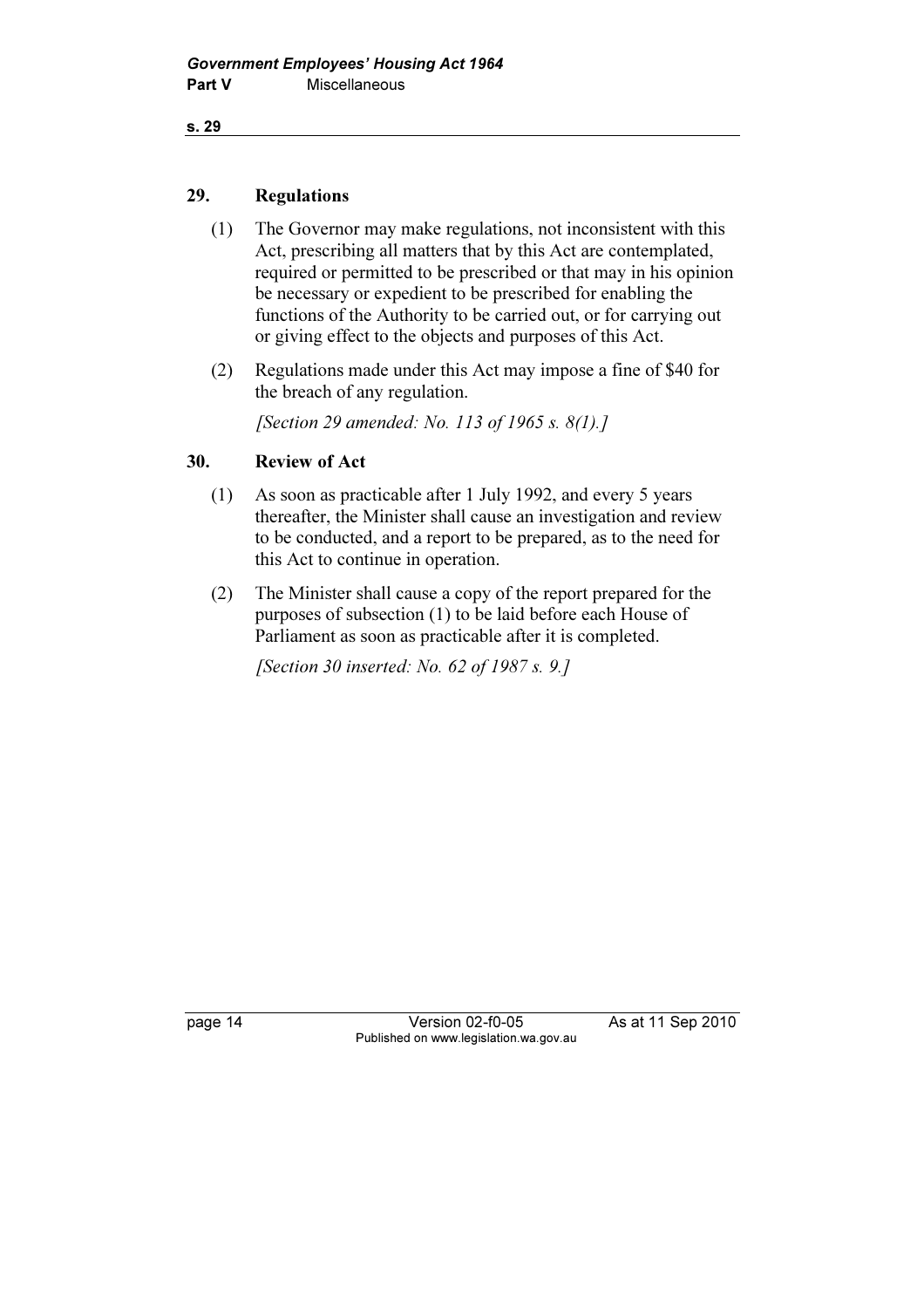## 29. Regulations

(1) The Governor may make regulations, not inconsistent with this Act, prescribing all matters that by this Act are contemplated, required or permitted to be prescribed or that may in his opinion be necessary or expedient to be prescribed for enabling the functions of the Authority to be carried out, or for carrying out or giving effect to the objects and purposes of this Act.

(2) Regulations made under this Act may impose a fine of $40 for the breach of any regulation.

*[Section 29 amended: No. 113 of 1965 s. 8(1).]*

## 30. Review of Act

(1) As soon as practicable after 1 July 1992, and every 5 years thereafter, the Minister shall cause an investigation and review to be conducted, and a report to be prepared, as to the need for this Act to continue in operation.

(2) The Minister shall cause a copy of the report prepared for the purposes of subsection (1) to be laid before each House of Parliament as soon as practicable after it is completed.

*[Section 30 inserted: No. 62 of 1987 s. 9.]*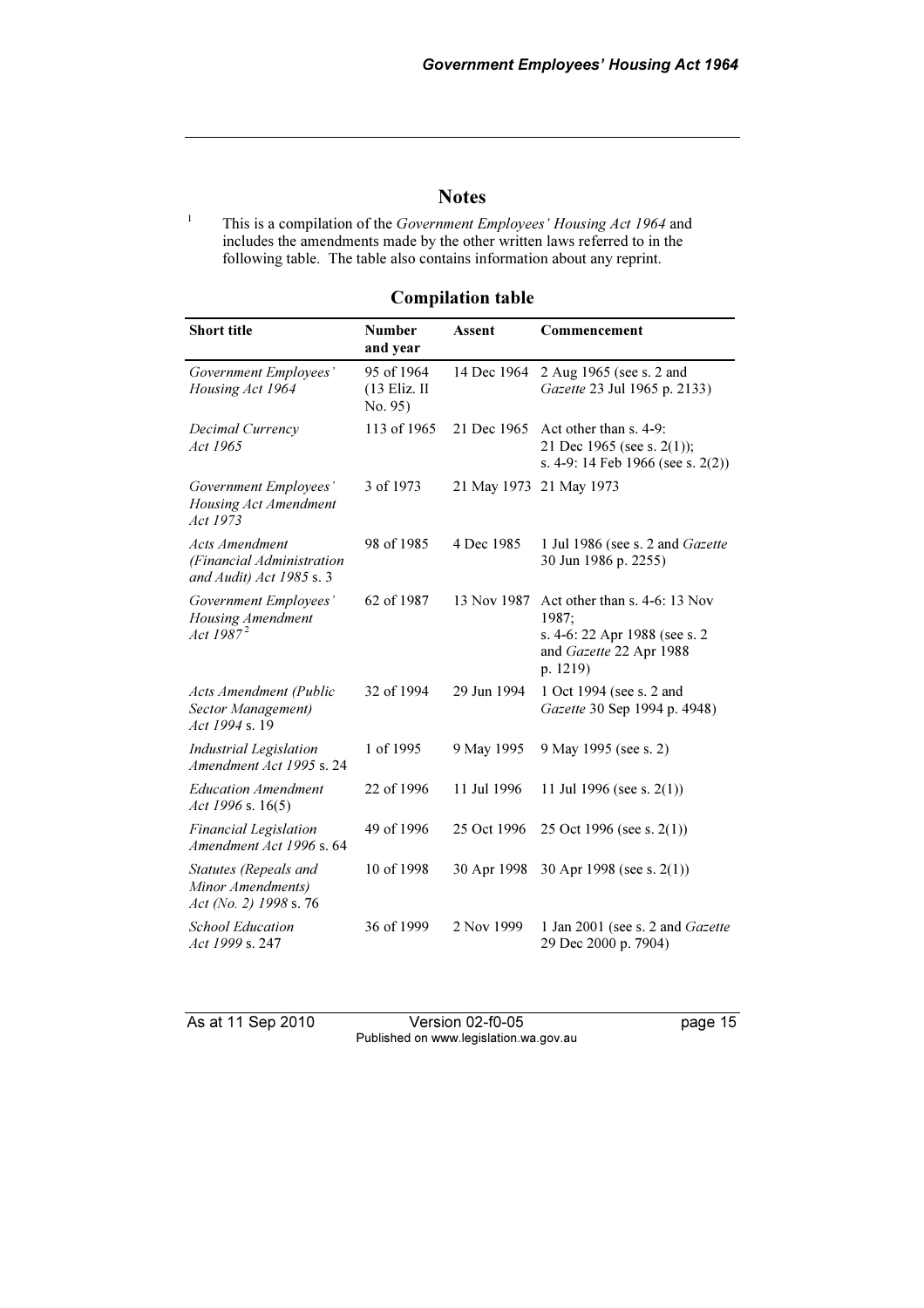## Notes

[1] This is a compilation of the *Government Employees' Housing Act 1964* and includes the amendments made by the other written laws referred to in the following table. The table also contains information about any reprint.

### Compilation table

| Short title | Number and year | Assent | Commencement |
|---|---|---|---|
| *Government Employees' Housing Act 1964* | 95 of 1964 (13 Eliz. II No. 95) | 14 Dec 1964 | 2 Aug 1965 (see s. 2 and *Gazette* 23 Jul 1965 p. 2133) |
| *Decimal Currency Act 1965* | 113 of 1965 | 21 Dec 1965 | Act other than s. 4-9: 21 Dec 1965 (see s. 2(1)); s. 4-9: 14 Feb 1966 (see s. 2(2)) |
| *Government Employees' Housing Act Amendment Act 1973* | 3 of 1973 | 21 May 1973 | 21 May 1973 |
| *Acts Amendment (Financial Administration and Audit) Act 1985* s. 3 | 98 of 1985 | 4 Dec 1985 | 1 Jul 1986 (see s. 2 and *Gazette* 30 Jun 1986 p. 2255) |
| *Government Employees' Housing Amendment Act 1987* [2] | 62 of 1987 | 13 Nov 1987 | Act other than s. 4-6: 13 Nov 1987; s. 4-6: 22 Apr 1988 (see s. 2 and *Gazette* 22 Apr 1988 p. 1219) |
| *Acts Amendment (Public Sector Management) Act 1994* s. 19 | 32 of 1994 | 29 Jun 1994 | 1 Oct 1994 (see s. 2 and *Gazette* 30 Sep 1994 p. 4948) |
| *Industrial Legislation Amendment Act 1995* s. 24 | 1 of 1995 | 9 May 1995 | 9 May 1995 (see s. 2) |
| *Education Amendment Act 1996* s. 16(5) | 22 of 1996 | 11 Jul 1996 | 11 Jul 1996 (see s. 2(1)) |
| *Financial Legislation Amendment Act 1996* s. 64 | 49 of 1996 | 25 Oct 1996 | 25 Oct 1996 (see s. 2(1)) |
| *Statutes (Repeals and Minor Amendments) Act (No. 2) 1998* s. 76 | 10 of 1998 | 30 Apr 1998 | 30 Apr 1998 (see s. 2(1)) |
| *School Education Act 1999* s. 247 | 36 of 1999 | 2 Nov 1999 | 1 Jan 2001 (see s. 2 and *Gazette* 29 Dec 2000 p. 7904) |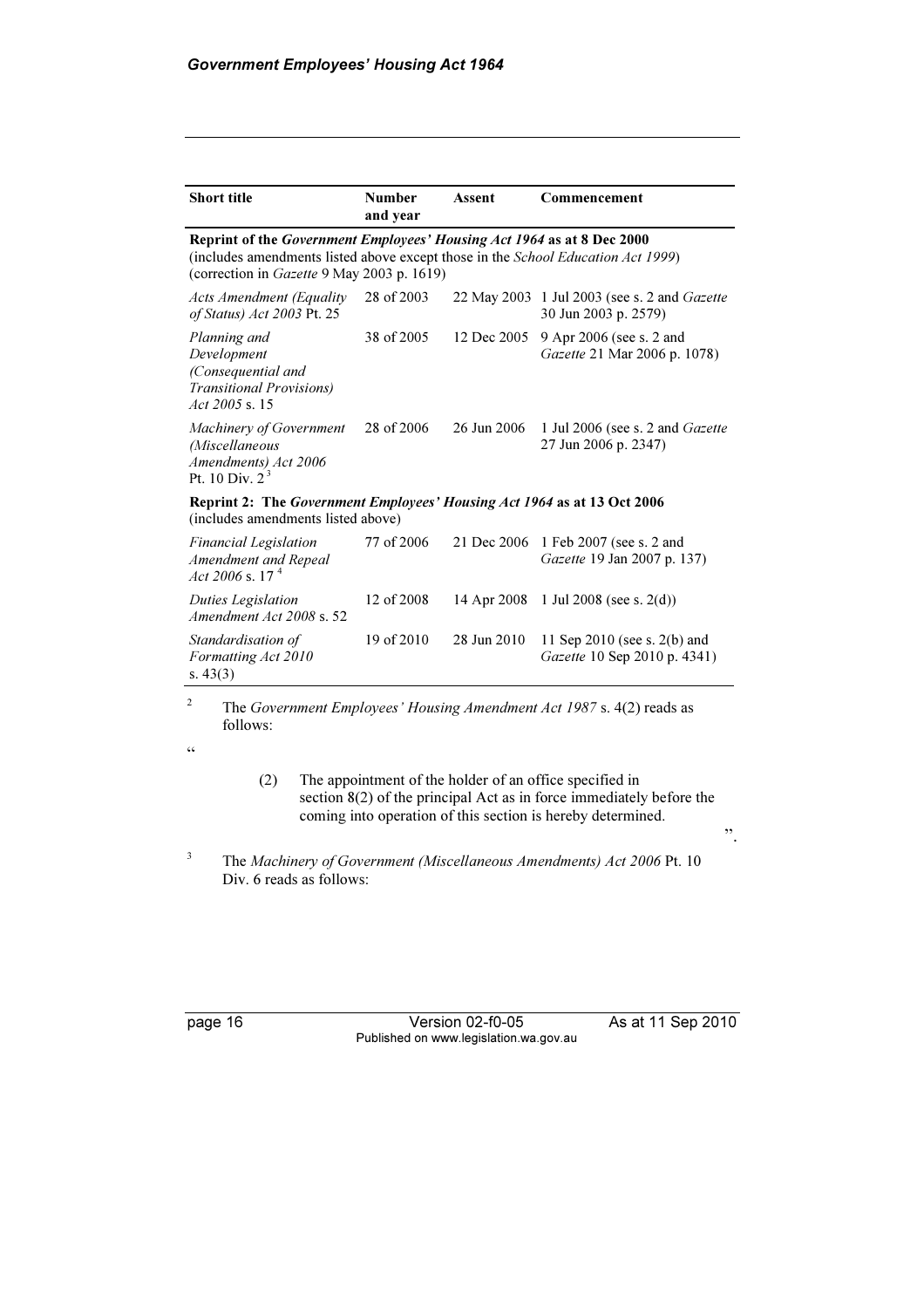| Short title | Number and year | Assent | Commencement |
|---|---|---|---|
| **Reprint of the *Government Employees' Housing Act 1964* as at 8 Dec 2000** (includes amendments listed above except those in the *School Education Act 1999*) (correction in *Gazette* 9 May 2003 p. 1619) | | | |
| *Acts Amendment (Equality of Status) Act 2003* Pt. 25 | 28 of 2003 | 22 May 2003 | 1 Jul 2003 (see s. 2 and *Gazette* 30 Jun 2003 p. 2579) |
| *Planning and Development (Consequential and Transitional Provisions) Act 2005* s. 15 | 38 of 2005 | 12 Dec 2005 | 9 Apr 2006 (see s. 2 and *Gazette* 21 Mar 2006 p. 1078) |
| *Machinery of Government (Miscellaneous Amendments) Act 2006* Pt. 10 Div. 2 [3] | 28 of 2006 | 26 Jun 2006 | 1 Jul 2006 (see s. 2 and *Gazette* 27 Jun 2006 p. 2347) |
| **Reprint 2: The *Government Employees' Housing Act 1964* as at 13 Oct 2006** (includes amendments listed above) | | | |
| *Financial Legislation Amendment and Repeal Act 2006* s. 17 [4] | 77 of 2006 | 21 Dec 2006 | 1 Feb 2007 (see s. 2 and *Gazette* 19 Jan 2007 p. 137) |
| *Duties Legislation Amendment Act 2008* s. 52 | 12 of 2008 | 14 Apr 2008 | 1 Jul 2008 (see s. 2(d)) |
| *Standardisation of Formatting Act 2010* s. 43(3) | 19 of 2010 | 28 Jun 2010 | 11 Sep 2010 (see s. 2(b) and *Gazette* 10 Sep 2010 p. 4341) |

[2] The *Government Employees' Housing Amendment Act 1987* s. 4(2) reads as follows:

"

(2) The appointment of the holder of an office specified in section 8(2) of the principal Act as in force immediately before the coming into operation of this section is hereby determined.

".

[3] The *Machinery of Government (Miscellaneous Amendments) Act 2006* Pt. 10 Div. 6 reads as follows: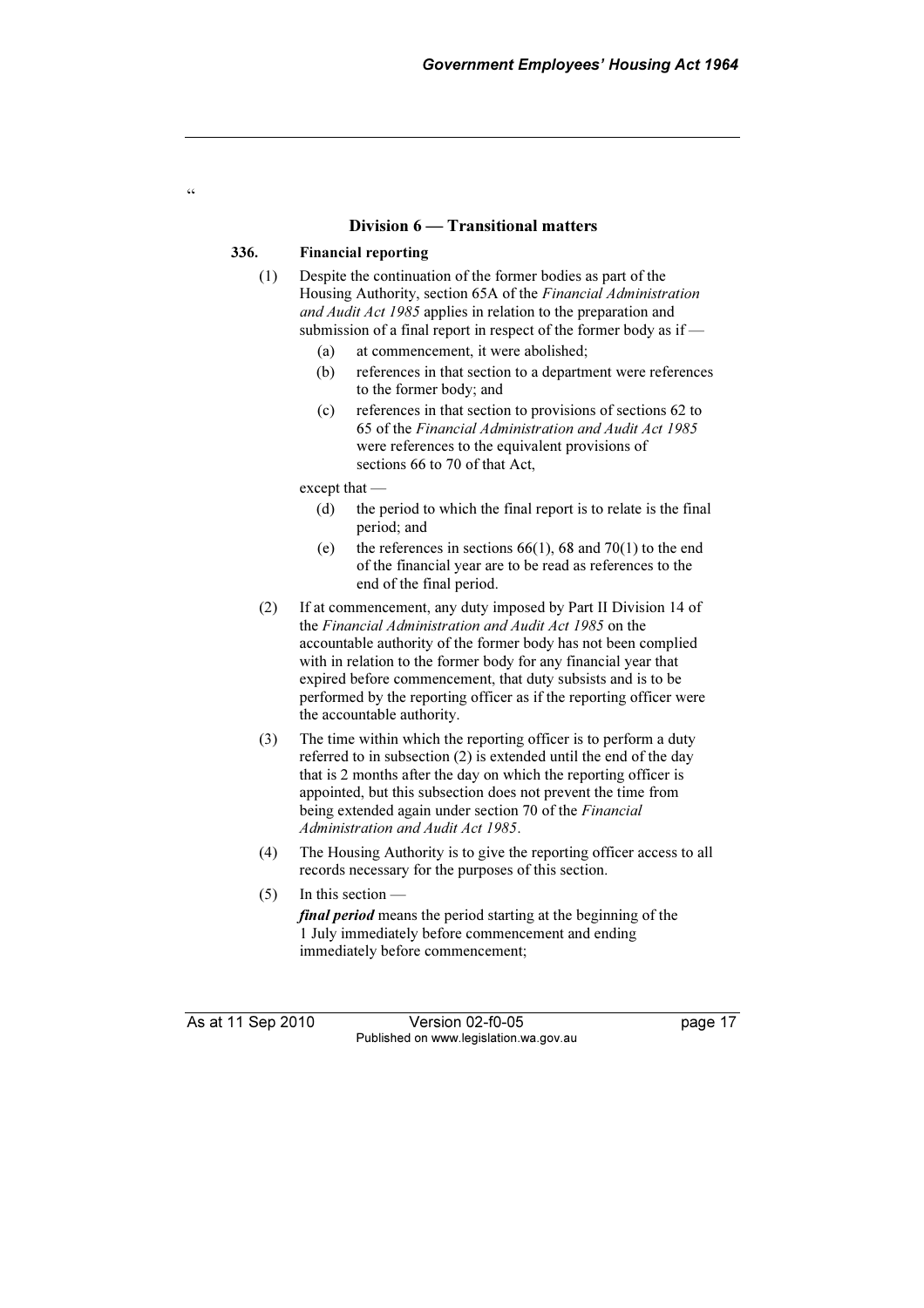"

## Division 6 — Transitional matters

**336. Financial reporting**

(1) Despite the continuation of the former bodies as part of the Housing Authority, section 65A of the *Financial Administration and Audit Act 1985* applies in relation to the preparation and submission of a final report in respect of the former body as if —

- (a) at commencement, it were abolished;
- (b) references in that section to a department were references to the former body; and
- (c) references in that section to provisions of sections 62 to 65 of the *Financial Administration and Audit Act 1985* were references to the equivalent provisions of sections 66 to 70 of that Act,

except that —

- (d) the period to which the final report is to relate is the final period; and
- (e) the references in sections 66(1), 68 and 70(1) to the end of the financial year are to be read as references to the end of the final period.

(2) If at commencement, any duty imposed by Part II Division 14 of the *Financial Administration and Audit Act 1985* on the accountable authority of the former body has not been complied with in relation to the former body for any financial year that expired before commencement, that duty subsists and is to be performed by the reporting officer as if the reporting officer were the accountable authority.

(3) The time within which the reporting officer is to perform a duty referred to in subsection (2) is extended until the end of the day that is 2 months after the day on which the reporting officer is appointed, but this subsection does not prevent the time from being extended again under section 70 of the *Financial Administration and Audit Act 1985*.

(4) The Housing Authority is to give the reporting officer access to all records necessary for the purposes of this section.

(5) In this section —

***final period*** means the period starting at the beginning of the 1 July immediately before commencement and ending immediately before commencement;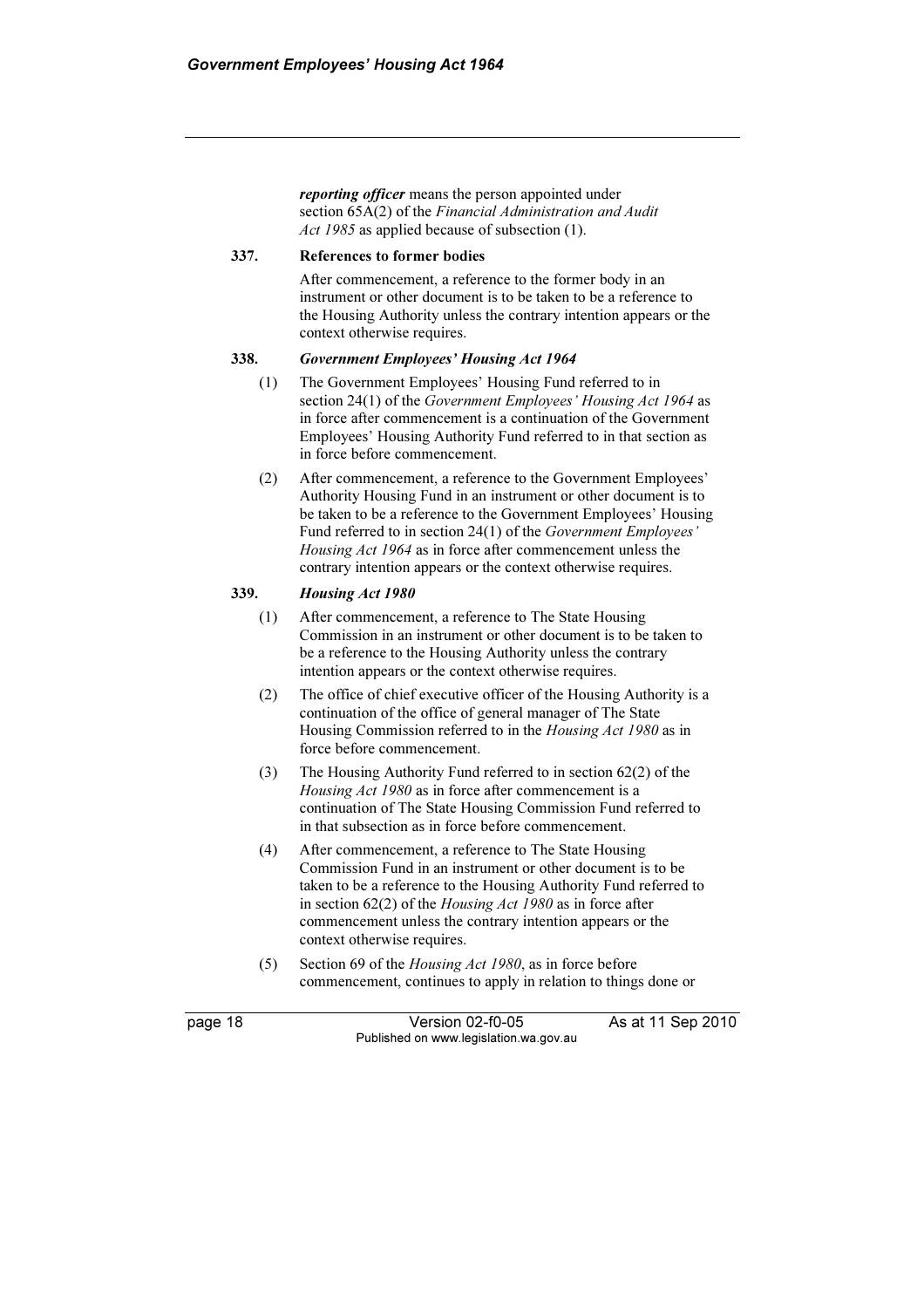***reporting officer*** means the person appointed under section 65A(2) of the *Financial Administration and Audit Act 1985* as applied because of subsection (1).

**337. References to former bodies**

After commencement, a reference to the former body in an instrument or other document is to be taken to be a reference to the Housing Authority unless the contrary intention appears or the context otherwise requires.

***338. Government Employees' Housing Act 1964***

(1) The Government Employees' Housing Fund referred to in section 24(1) of the *Government Employees' Housing Act 1964* as in force after commencement is a continuation of the Government Employees' Housing Authority Fund referred to in that section as in force before commencement.

(2) After commencement, a reference to the Government Employees' Authority Housing Fund in an instrument or other document is to be taken to be a reference to the Government Employees' Housing Fund referred to in section 24(1) of the *Government Employees' Housing Act 1964* as in force after commencement unless the contrary intention appears or the context otherwise requires.

***339. Housing Act 1980***

(1) After commencement, a reference to The State Housing Commission in an instrument or other document is to be taken to be a reference to the Housing Authority unless the contrary intention appears or the context otherwise requires.

(2) The office of chief executive officer of the Housing Authority is a continuation of the office of general manager of The State Housing Commission referred to in the *Housing Act 1980* as in force before commencement.

(3) The Housing Authority Fund referred to in section 62(2) of the *Housing Act 1980* as in force after commencement is a continuation of The State Housing Commission Fund referred to in that subsection as in force before commencement.

(4) After commencement, a reference to The State Housing Commission Fund in an instrument or other document is to be taken to be a reference to the Housing Authority Fund referred to in section 62(2) of the *Housing Act 1980* as in force after commencement unless the contrary intention appears or the context otherwise requires.

(5) Section 69 of the *Housing Act 1980*, as in force before commencement, continues to apply in relation to things done or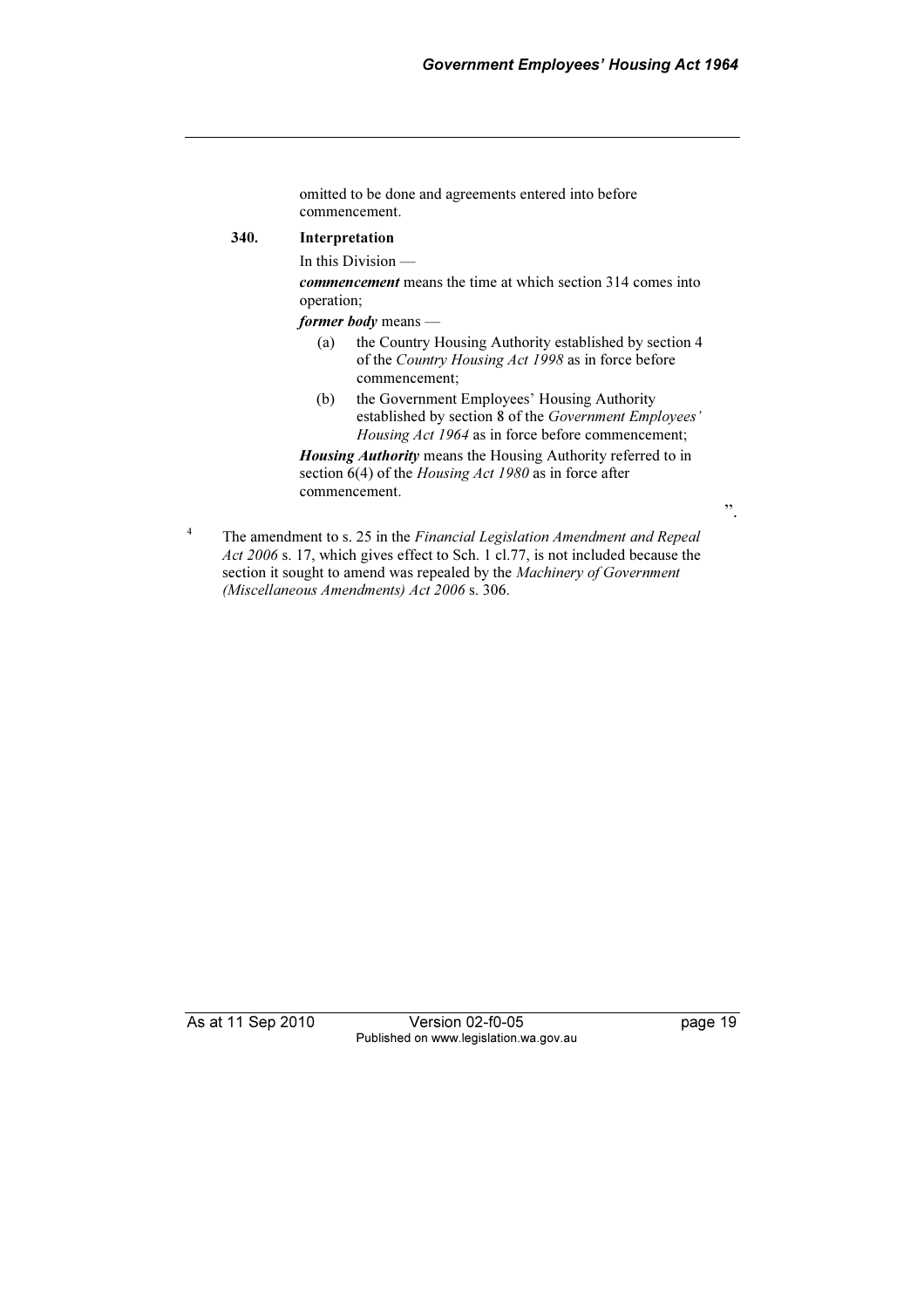omitted to be done and agreements entered into before commencement.

**340. Interpretation**

In this Division —

***commencement*** means the time at which section 314 comes into operation;

***former body*** means —

(a) the Country Housing Authority established by section 4 of the *Country Housing Act 1998* as in force before commencement;

(b) the Government Employees' Housing Authority established by section 8 of the *Government Employees' Housing Act 1964* as in force before commencement;

***Housing Authority*** means the Housing Authority referred to in section 6(4) of the *Housing Act 1980* as in force after commencement.

".

[4] The amendment to s. 25 in the *Financial Legislation Amendment and Repeal Act 2006* s. 17, which gives effect to Sch. 1 cl.77, is not included because the section it sought to amend was repealed by the *Machinery of Government (Miscellaneous Amendments) Act 2006* s. 306.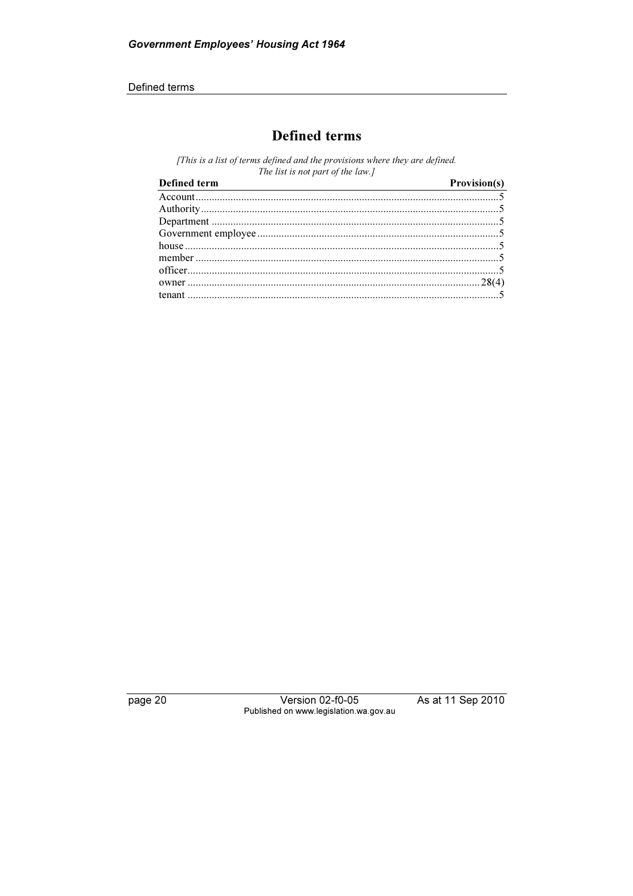# Defined terms

*[This is a list of terms defined and the provisions where they are defined. The list is not part of the law.]*

| Defined term | Provision(s) |
| --- | --- |
| Account | 5 |
| Authority | 5 |
| Department | 5 |
| Government employee | 5 |
| house | 5 |
| member | 5 |
| officer | 5 |
| owner | 28(4) |
| tenant | 5 |